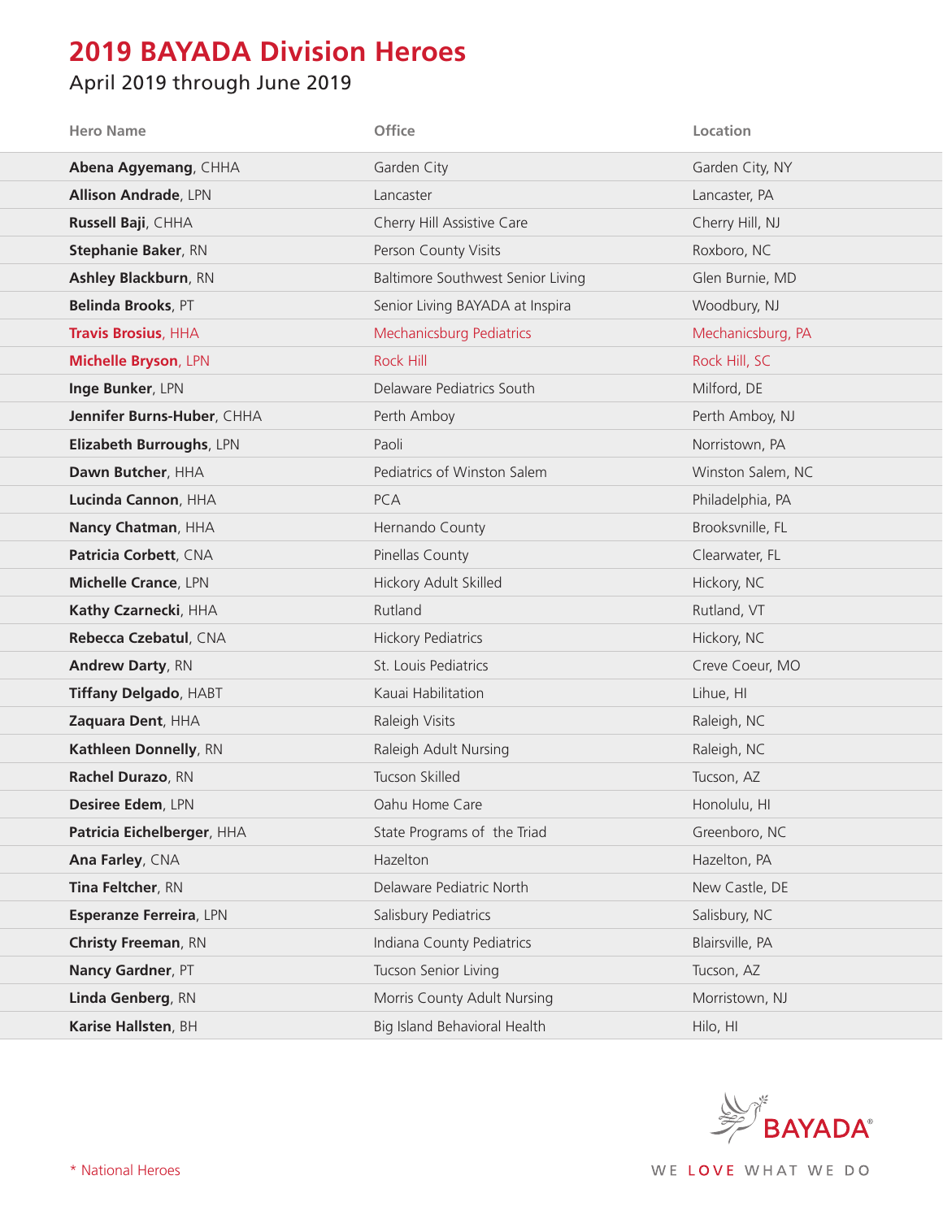# 2019 BAYADA Division Heroes

## April 2019 through June 2019

| Hero Name | Office | Location |
|---|---|---|
| **Abena Agyemang**, CHHA | Garden City | Garden City, NY |
| **Allison Andrade**, LPN | Lancaster | Lancaster, PA |
| **Russell Baji**, CHHA | Cherry Hill Assistive Care | Cherry Hill, NJ |
| **Stephanie Baker**, RN | Person County Visits | Roxboro, NC |
| **Ashley Blackburn**, RN | Baltimore Southwest Senior Living | Glen Burnie, MD |
| **Belinda Brooks**, PT | Senior Living BAYADA at Inspira | Woodbury, NJ |
| **Travis Brosius**, HHA | Mechanicsburg Pediatrics | Mechanicsburg, PA |
| **Michelle Bryson**, LPN | Rock Hill | Rock Hill, SC |
| **Inge Bunker**, LPN | Delaware Pediatrics South | Milford, DE |
| **Jennifer Burns-Huber**, CHHA | Perth Amboy | Perth Amboy, NJ |
| **Elizabeth Burroughs**, LPN | Paoli | Norristown, PA |
| **Dawn Butcher**, HHA | Pediatrics of Winston Salem | Winston Salem, NC |
| **Lucinda Cannon**, HHA | PCA | Philadelphia, PA |
| **Nancy Chatman**, HHA | Hernando County | Brooksvnille, FL |
| **Patricia Corbett**, CNA | Pinellas County | Clearwater, FL |
| **Michelle Crance**, LPN | Hickory Adult Skilled | Hickory, NC |
| **Kathy Czarnecki**, HHA | Rutland | Rutland, VT |
| **Rebecca Czebatul**, CNA | Hickory Pediatrics | Hickory, NC |
| **Andrew Darty**, RN | St. Louis Pediatrics | Creve Coeur, MO |
| **Tiffany Delgado**, HABT | Kauai Habilitation | Lihue, HI |
| **Zaquara Dent**, HHA | Raleigh Visits | Raleigh, NC |
| **Kathleen Donnelly**, RN | Raleigh Adult Nursing | Raleigh, NC |
| **Rachel Durazo**, RN | Tucson Skilled | Tucson, AZ |
| **Desiree Edem**, LPN | Oahu Home Care | Honolulu, HI |
| **Patricia Eichelberger**, HHA | State Programs of the Triad | Greenboro, NC |
| **Ana Farley**, CNA | Hazelton | Hazelton, PA |
| **Tina Feltcher**, RN | Delaware Pediatric North | New Castle, DE |
| **Esperanze Ferreira**, LPN | Salisbury Pediatrics | Salisbury, NC |
| **Christy Freeman**, RN | Indiana County Pediatrics | Blairsville, PA |
| **Nancy Gardner**, PT | Tucson Senior Living | Tucson, AZ |
| **Linda Genberg**, RN | Morris County Adult Nursing | Morristown, NJ |
| **Karise Hallsten**, BH | Big Island Behavioral Health | Hilo, HI |

\* National Heroes

BAYADA®

WE LOVE WHAT WE DO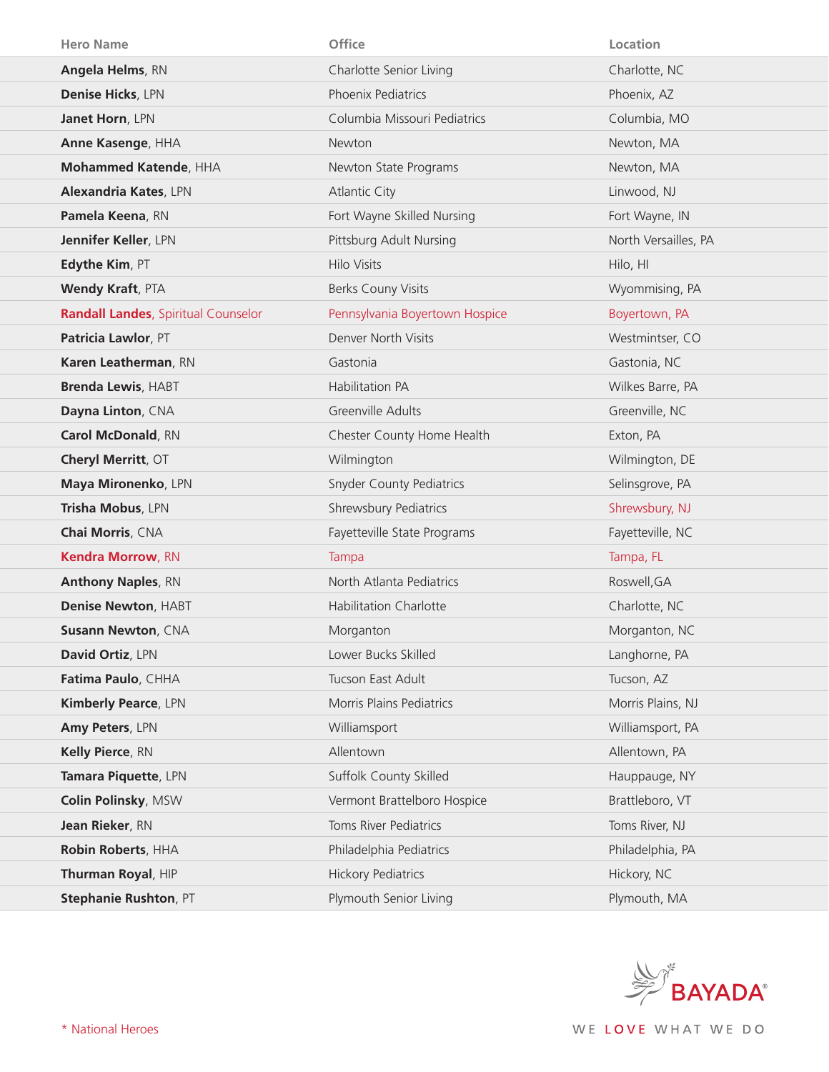| Hero Name | Office | Location |
|---|---|---|
| **Angela Helms**, RN | Charlotte Senior Living | Charlotte, NC |
| **Denise Hicks**, LPN | Phoenix Pediatrics | Phoenix, AZ |
| **Janet Horn**, LPN | Columbia Missouri Pediatrics | Columbia, MO |
| **Anne Kasenge**, HHA | Newton | Newton, MA |
| **Mohammed Katende**, HHA | Newton State Programs | Newton, MA |
| **Alexandria Kates**, LPN | Atlantic City | Linwood, NJ |
| **Pamela Keena**, RN | Fort Wayne Skilled Nursing | Fort Wayne, IN |
| **Jennifer Keller**, LPN | Pittsburg Adult Nursing | North Versailles, PA |
| **Edythe Kim**, PT | Hilo Visits | Hilo, HI |
| **Wendy Kraft**, PTA | Berks Couny Visits | Wyommising, PA |
| **Randall Landes**, Spiritual Counselor | Pennsylvania Boyertown Hospice | Boyertown, PA |
| **Patricia Lawlor**, PT | Denver North Visits | Westmintser, CO |
| **Karen Leatherman**, RN | Gastonia | Gastonia, NC |
| **Brenda Lewis**, HABT | Habilitation PA | Wilkes Barre, PA |
| **Dayna Linton**, CNA | Greenville Adults | Greenville, NC |
| **Carol McDonald**, RN | Chester County Home Health | Exton, PA |
| **Cheryl Merritt**, OT | Wilmington | Wilmington, DE |
| **Maya Mironenko**, LPN | Snyder County Pediatrics | Selinsgrove, PA |
| **Trisha Mobus**, LPN | Shrewsbury Pediatrics | Shrewsbury, NJ |
| **Chai Morris**, CNA | Fayetteville State Programs | Fayetteville, NC |
| **Kendra Morrow**, RN | Tampa | Tampa, FL |
| **Anthony Naples**, RN | North Atlanta Pediatrics | Roswell,GA |
| **Denise Newton**, HABT | Habilitation Charlotte | Charlotte, NC |
| **Susann Newton**, CNA | Morganton | Morganton, NC |
| **David Ortiz**, LPN | Lower Bucks Skilled | Langhorne, PA |
| **Fatima Paulo**, CHHA | Tucson East Adult | Tucson, AZ |
| **Kimberly Pearce**, LPN | Morris Plains Pediatrics | Morris Plains, NJ |
| **Amy Peters**, LPN | Williamsport | Williamsport, PA |
| **Kelly Pierce**, RN | Allentown | Allentown, PA |
| **Tamara Piquette**, LPN | Suffolk County Skilled | Hauppauge, NY |
| **Colin Polinsky**, MSW | Vermont Brattleboro Hospice | Brattleboro, VT |
| **Jean Rieker**, RN | Toms River Pediatrics | Toms River, NJ |
| **Robin Roberts**, HHA | Philadelphia Pediatrics | Philadelphia, PA |
| **Thurman Royal**, HIP | Hickory Pediatrics | Hickory, NC |
| **Stephanie Rushton**, PT | Plymouth Senior Living | Plymouth, MA |

* National Heroes

BAYADA®

WE LOVE WHAT WE DO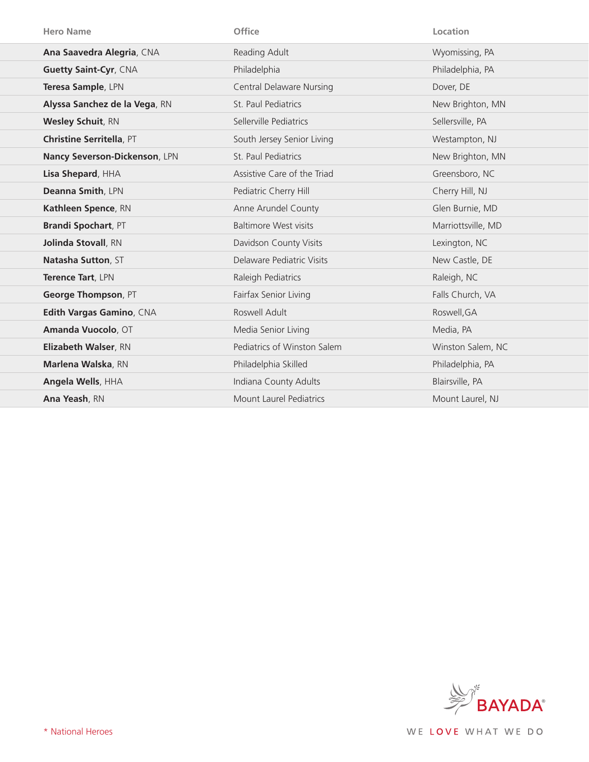| Hero Name | Office | Location |
|---|---|---|
| **Ana Saavedra Alegria**, CNA | Reading Adult | Wyomissing, PA |
| **Guetty Saint-Cyr**, CNA | Philadelphia | Philadelphia, PA |
| **Teresa Sample**, LPN | Central Delaware Nursing | Dover, DE |
| **Alyssa Sanchez de la Vega**, RN | St. Paul Pediatrics | New Brighton, MN |
| **Wesley Schuit**, RN | Sellerville Pediatrics | Sellersville, PA |
| **Christine Serritella**, PT | South Jersey Senior Living | Westampton, NJ |
| **Nancy Severson-Dickenson**, LPN | St. Paul Pediatrics | New Brighton, MN |
| **Lisa Shepard**, HHA | Assistive Care of the Triad | Greensboro, NC |
| **Deanna Smith**, LPN | Pediatric Cherry Hill | Cherry Hill, NJ |
| **Kathleen Spence**, RN | Anne Arundel County | Glen Burnie, MD |
| **Brandi Spochart**, PT | Baltimore West visits | Marriottsville, MD |
| **Jolinda Stovall**, RN | Davidson County Visits | Lexington, NC |
| **Natasha Sutton**, ST | Delaware Pediatric Visits | New Castle, DE |
| **Terence Tart**, LPN | Raleigh Pediatrics | Raleigh, NC |
| **George Thompson**, PT | Fairfax Senior Living | Falls Church, VA |
| **Edith Vargas Gamino**, CNA | Roswell Adult | Roswell,GA |
| **Amanda Vuocolo**, OT | Media Senior Living | Media, PA |
| **Elizabeth Walser**, RN | Pediatrics of Winston Salem | Winston Salem, NC |
| **Marlena Walska**, RN | Philadelphia Skilled | Philadelphia, PA |
| **Angela Wells**, HHA | Indiana County Adults | Blairsville, PA |
| **Ana Yeash**, RN | Mount Laurel Pediatrics | Mount Laurel, NJ |

* National Heroes

BAYADA®

WE LOVE WHAT WE DO